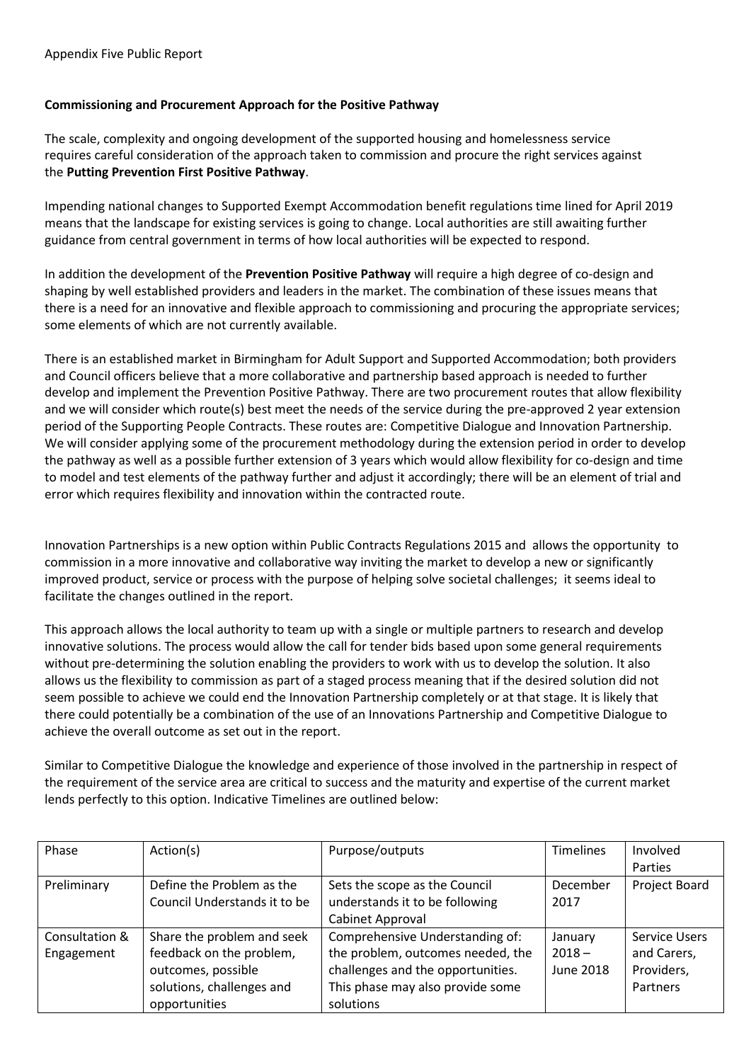Appendix Five Public Report

**Commissioning and Procurement Approach for the Positive Pathway**

The scale, complexity and ongoing development of the supported housing and homelessness service requires careful consideration of the approach taken to commission and procure the right services against the **Putting Prevention First Positive Pathway**.

Impending national changes to Supported Exempt Accommodation benefit regulations time lined for April 2019 means that the landscape for existing services is going to change. Local authorities are still awaiting further guidance from central government in terms of how local authorities will be expected to respond.

In addition the development of the **Prevention Positive Pathway** will require a high degree of co-design and shaping by well established providers and leaders in the market. The combination of these issues means that there is a need for an innovative and flexible approach to commissioning and procuring the appropriate services; some elements of which are not currently available.

There is an established market in Birmingham for Adult Support and Supported Accommodation; both providers and Council officers believe that a more collaborative and partnership based approach is needed to further develop and implement the Prevention Positive Pathway. There are two procurement routes that allow flexibility and we will consider which route(s) best meet the needs of the service during the pre-approved 2 year extension period of the Supporting People Contracts. These routes are: Competitive Dialogue and Innovation Partnership. We will consider applying some of the procurement methodology during the extension period in order to develop the pathway as well as a possible further extension of 3 years which would allow flexibility for co-design and time to model and test elements of the pathway further and adjust it accordingly; there will be an element of trial and error which requires flexibility and innovation within the contracted route.

Innovation Partnerships is a new option within Public Contracts Regulations 2015 and allows the opportunity to commission in a more innovative and collaborative way inviting the market to develop a new or significantly improved product, service or process with the purpose of helping solve societal challenges; it seems ideal to facilitate the changes outlined in the report.

This approach allows the local authority to team up with a single or multiple partners to research and develop innovative solutions. The process would allow the call for tender bids based upon some general requirements without pre-determining the solution enabling the providers to work with us to develop the solution. It also allows us the flexibility to commission as part of a staged process meaning that if the desired solution did not seem possible to achieve we could end the Innovation Partnership completely or at that stage. It is likely that there could potentially be a combination of the use of an Innovations Partnership and Competitive Dialogue to achieve the overall outcome as set out in the report.

Similar to Competitive Dialogue the knowledge and experience of those involved in the partnership in respect of the requirement of the service area are critical to success and the maturity and expertise of the current market lends perfectly to this option. Indicative Timelines are outlined below:

| Phase | Action(s) | Purpose/outputs | Timelines | Involved Parties |
|---|---|---|---|---|
| Preliminary | Define the Problem as the Council Understands it to be | Sets the scope as the Council understands it to be following Cabinet Approval | December 2017 | Project Board |
| Consultation & Engagement | Share the problem and seek feedback on the problem, outcomes, possible solutions, challenges and opportunities | Comprehensive Understanding of: the problem, outcomes needed, the challenges and the opportunities. This phase may also provide some solutions | January 2018 – June 2018 | Service Users and Carers, Providers, Partners |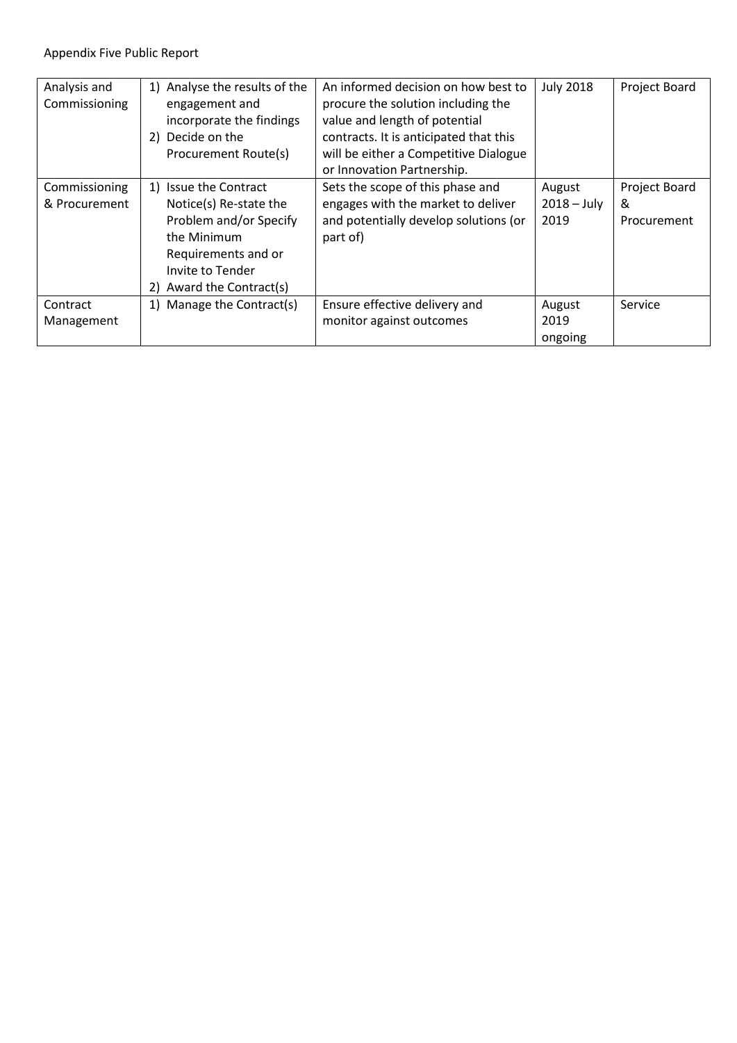Appendix Five Public Report

| | | | | |
|---|---|---|---|---|
| Analysis and Commissioning | 1) Analyse the results of the engagement and incorporate the findings<br>2) Decide on the Procurement Route(s) | An informed decision on how best to procure the solution including the value and length of potential contracts. It is anticipated that this will be either a Competitive Dialogue or Innovation Partnership. | July 2018 | Project Board |
| Commissioning & Procurement | 1) Issue the Contract Notice(s) Re-state the Problem and/or Specify the Minimum Requirements and or Invite to Tender<br>2) Award the Contract(s) | Sets the scope of this phase and engages with the market to deliver and potentially develop solutions (or part of) | August 2018 – July 2019 | Project Board & Procurement |
| Contract Management | 1) Manage the Contract(s) | Ensure effective delivery and monitor against outcomes | August 2019 ongoing | Service |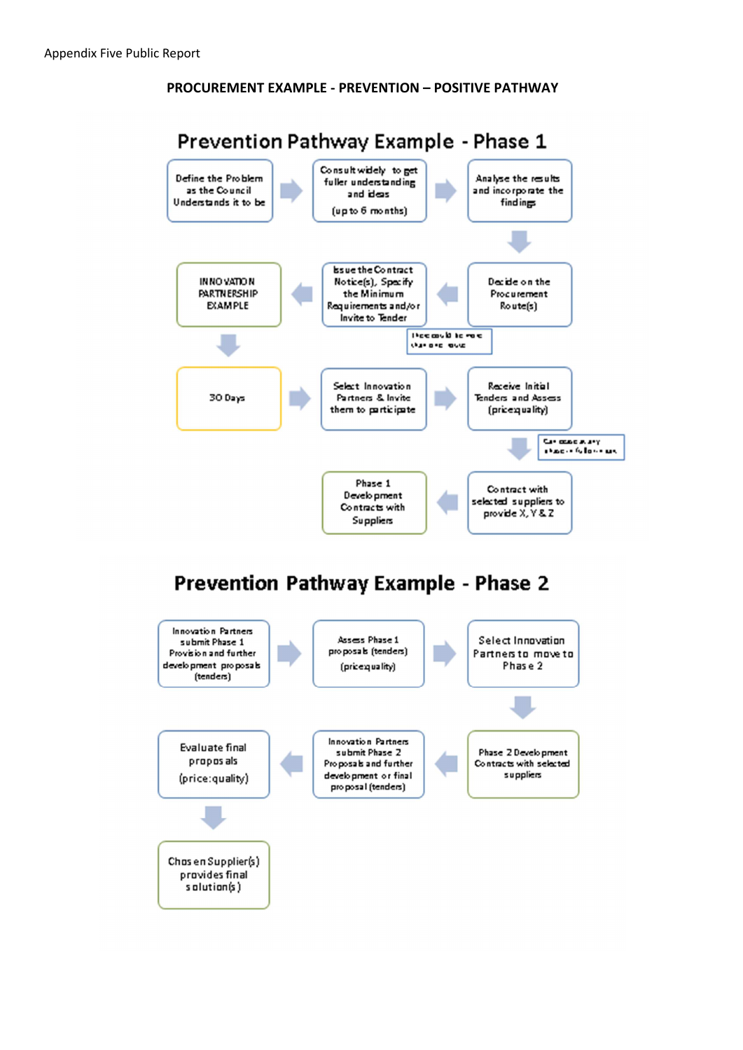Appendix Five Public Report

**PROCUREMENT EXAMPLE - PREVENTION – POSITIVE PATHWAY**

## Prevention Pathway Example - Phase 1

Define the Problem as the Council Understands it to be

Consult widely to get fuller understanding and ideas (up to 6 months)

Analyse the results and incorporate the findings

Decide on the Procurement Route(s)

Issue the Contract Notice(s), Specify the Minimum Requirements and/or Invite to Tender

There could be more than one route

INNOVATION PARTNERSHIP EXAMPLE

30 Days

Select Innovation Partners & Invite them to participate

Receive Initial Tenders and Assess (price:quality)

Can cease at any phase – fallback

Contract with selected suppliers to provide X, Y & Z

Phase 1 Development Contracts with Suppliers

## Prevention Pathway Example - Phase 2

Innovation Partners submit Phase 1 Provision and further development proposals (tenders)

Assess Phase 1 proposals (tenders) (price:quality)

Select Innovation Partners to move to Phase 2

Phase 2 Development Contracts with selected suppliers

Innovation Partners submit Phase 2 Proposals and further development or final proposal (tenders)

Evaluate final proposals (price:quality)

Chosen Supplier(s) provides final solution(s)